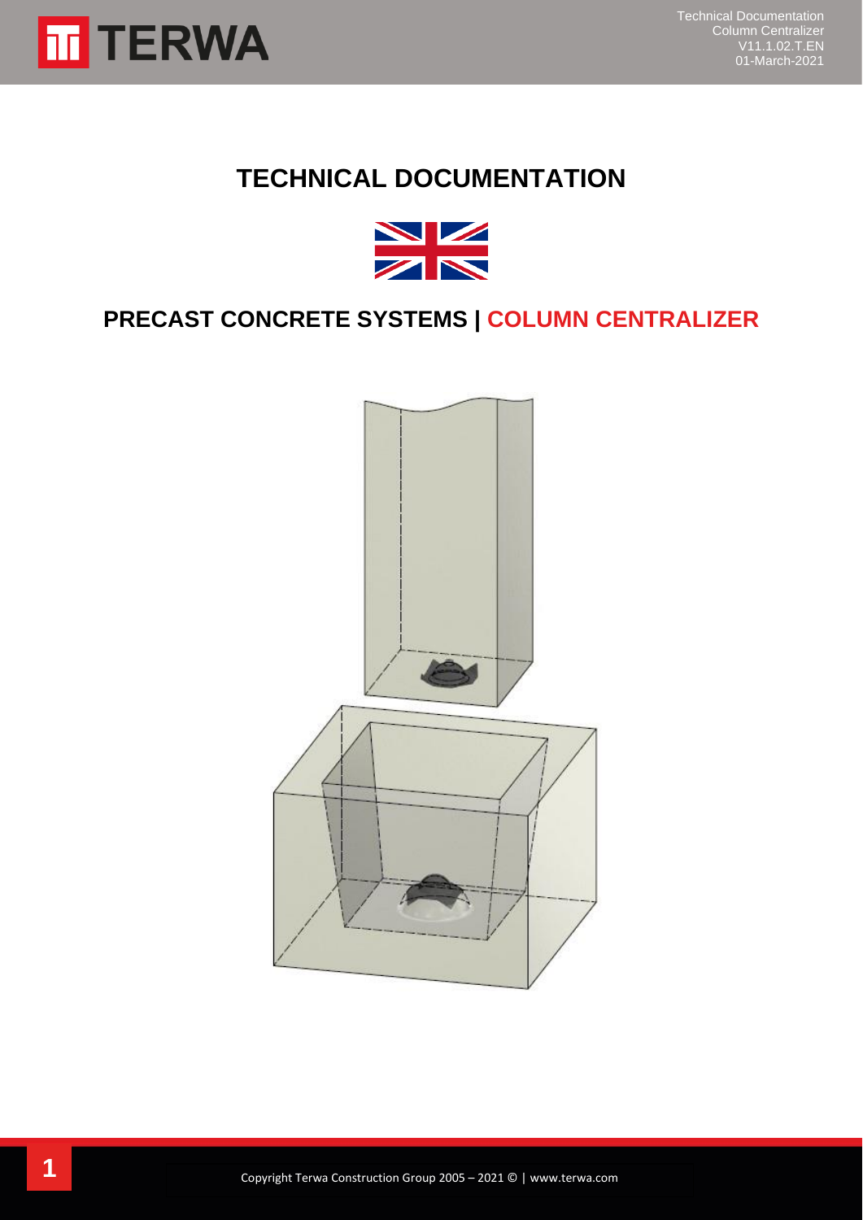# TECHNICAL DOCUMENTATION

## PRECAST CONCRETE SYSTEMS | COLUMN CENTRALIZER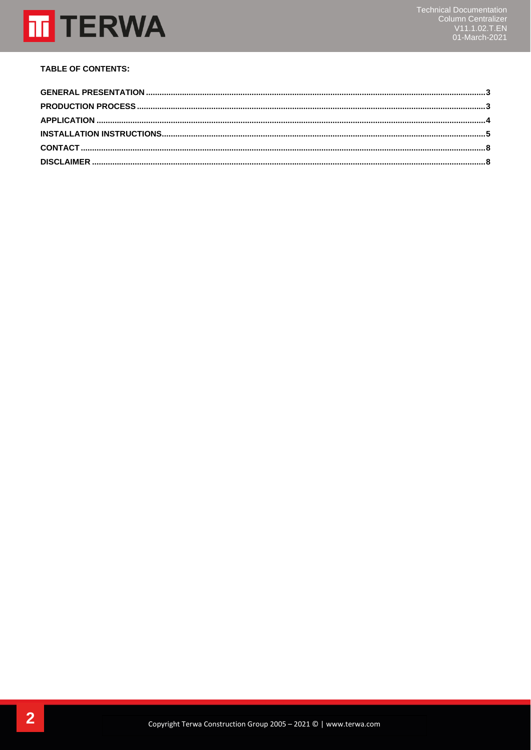**TABLE OF CONTENTS:**

| | |
|---|---|
| GENERAL PRESENTATION | 3 |
| PRODUCTION PROCESS | 3 |
| APPLICATION | 4 |
| INSTALLATION INSTRUCTIONS | 5 |
| CONTACT | 8 |
| DISCLAIMER | 8 |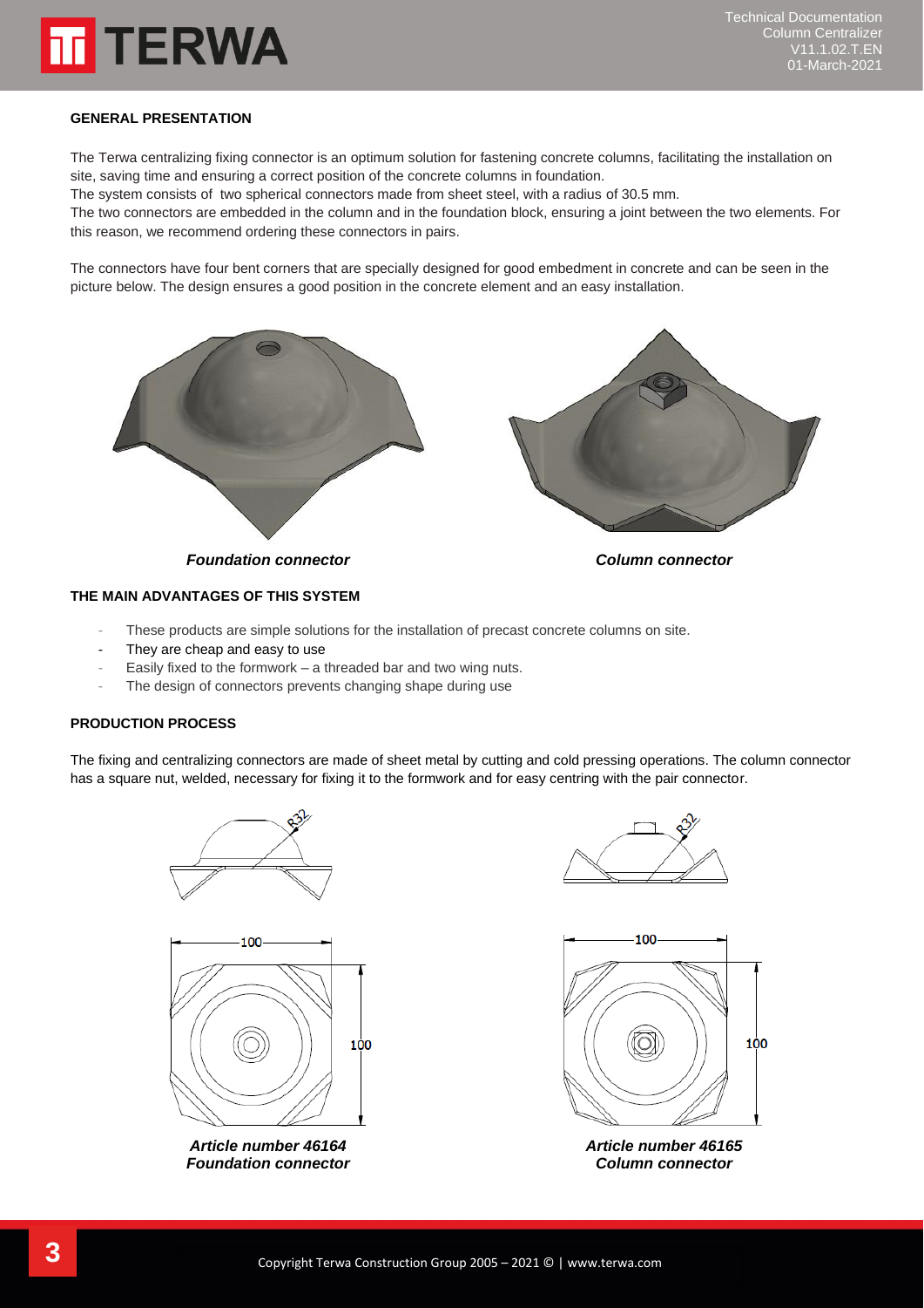## GENERAL PRESENTATION

The Terwa centralizing fixing connector is an optimum solution for fastening concrete columns, facilitating the installation on site, saving time and ensuring a correct position of the concrete columns in foundation.

The system consists of two spherical connectors made from sheet steel, with a radius of 30.5 mm.

The two connectors are embedded in the column and in the foundation block, ensuring a joint between the two elements. For this reason, we recommend ordering these connectors in pairs.

The connectors have four bent corners that are specially designed for good embedment in concrete and can be seen in the picture below. The design ensures a good position in the concrete element and an easy installation.

***Foundation connector***

***Column connector***

## THE MAIN ADVANTAGES OF THIS SYSTEM

- These products are simple solutions for the installation of precast concrete columns on site.
- They are cheap and easy to use
- Easily fixed to the formwork – a threaded bar and two wing nuts.
- The design of connectors prevents changing shape during use

## PRODUCTION PROCESS

The fixing and centralizing connectors are made of sheet metal by cutting and cold pressing operations. The column connector has a square nut, welded, necessary for fixing it to the formwork and for easy centring with the pair connector.

R32

100

100

***Article number 46164***
***Foundation connector***

R32

100

100

***Article number 46165***
***Column connector***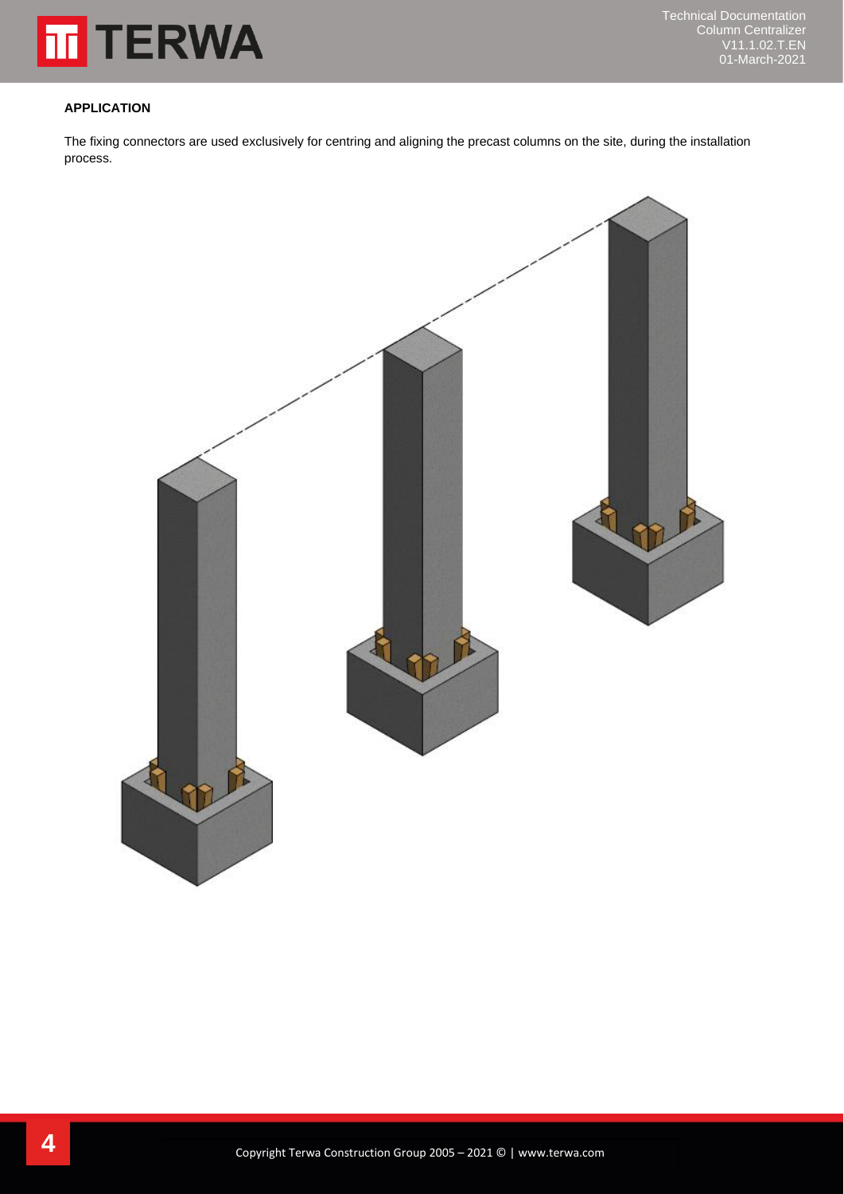**APPLICATION**

The fixing connectors are used exclusively for centring and aligning the precast columns on the site, during the installation process.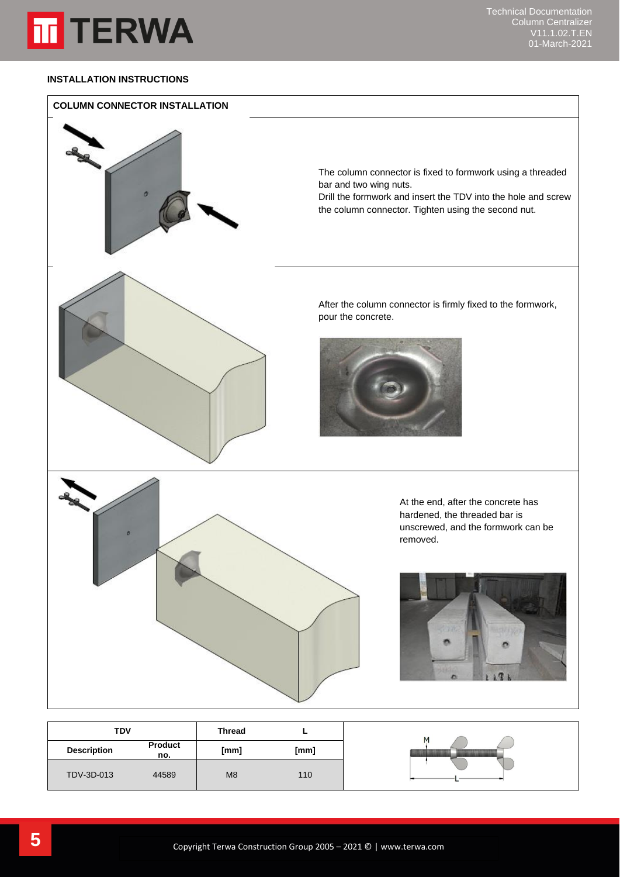## INSTALLATION INSTRUCTIONS

### COLUMN CONNECTOR INSTALLATION

The column connector is fixed to formwork using a threaded bar and two wing nuts.
Drill the formwork and insert the TDV into the hole and screw the column connector. Tighten using the second nut.

After the column connector is firmly fixed to the formwork, pour the concrete.

At the end, after the concrete has hardened, the threaded bar is unscrewed, and the formwork can be removed.

| TDV | | Thread | L |
|---|---|---|---|
| Description | Product no. | [mm] | [mm] |
| TDV-3D-013 | 44589 | M8 | 110 |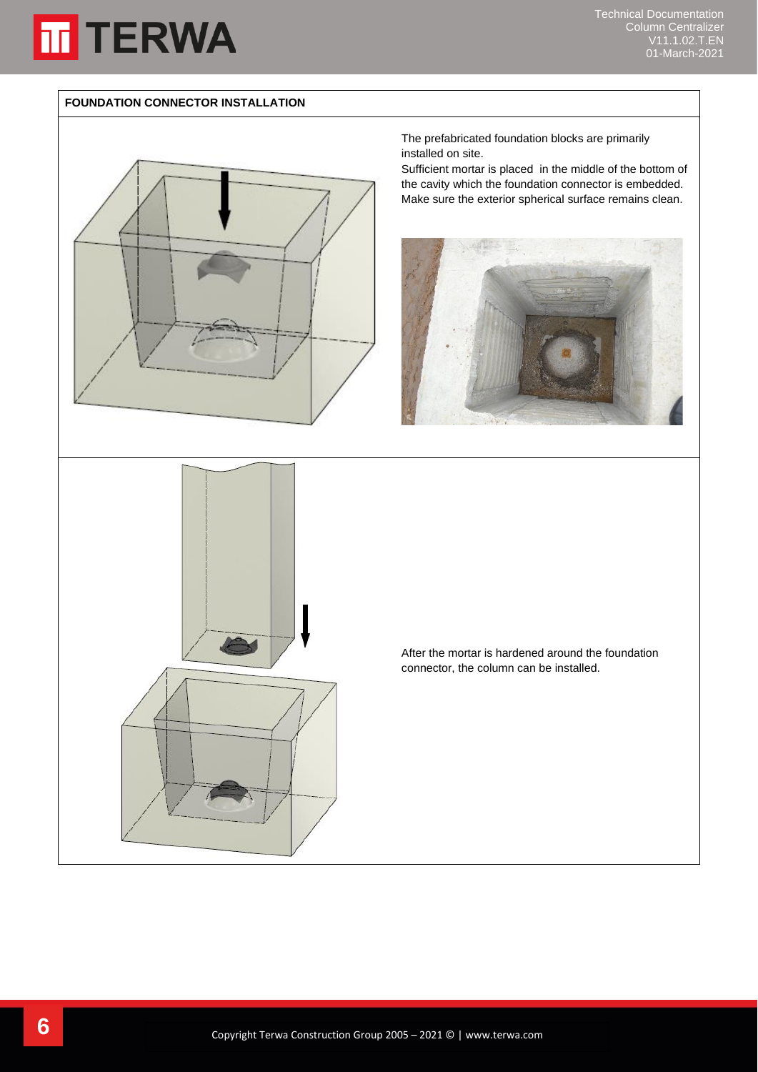## FOUNDATION CONNECTOR INSTALLATION

The prefabricated foundation blocks are primarily installed on site.
Sufficient mortar is placed in the middle of the bottom of the cavity which the foundation connector is embedded. Make sure the exterior spherical surface remains clean.

After the mortar is hardened around the foundation connector, the column can be installed.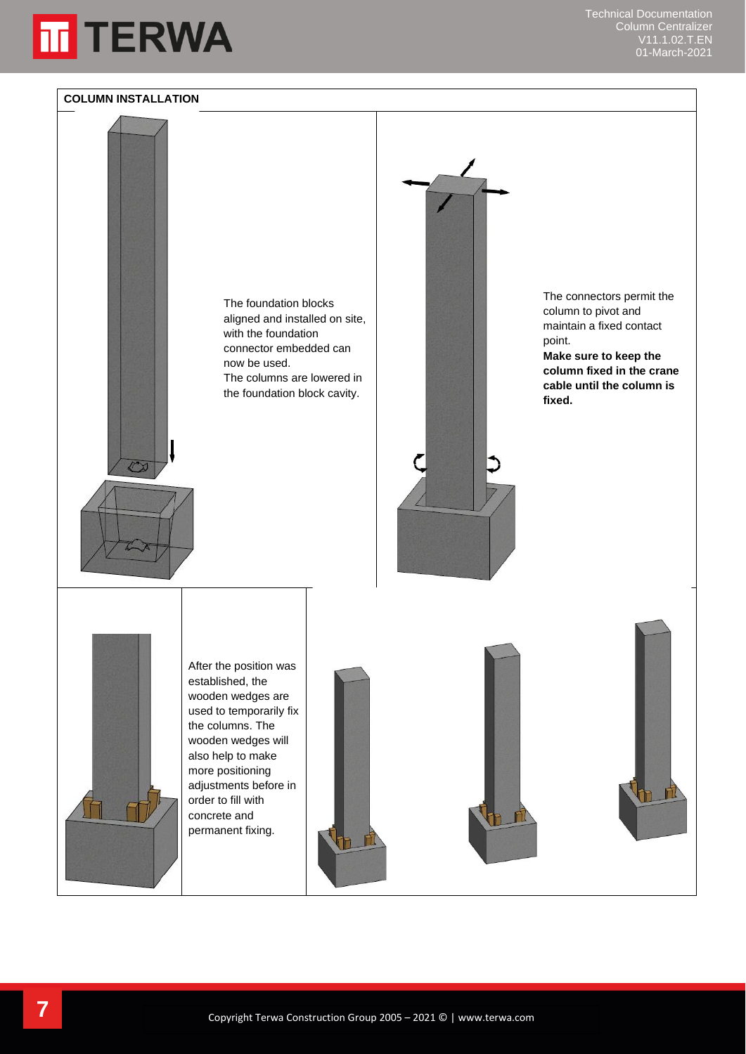## COLUMN INSTALLATION

The foundation blocks aligned and installed on site, with the foundation connector embedded can now be used.
The columns are lowered in the foundation block cavity.

The connectors permit the column to pivot and maintain a fixed contact point.
**Make sure to keep the column fixed in the crane cable until the column is fixed.**

After the position was established, the wooden wedges are used to temporarily fix the columns. The wooden wedges will also help to make more positioning adjustments before in order to fill with concrete and permanent fixing.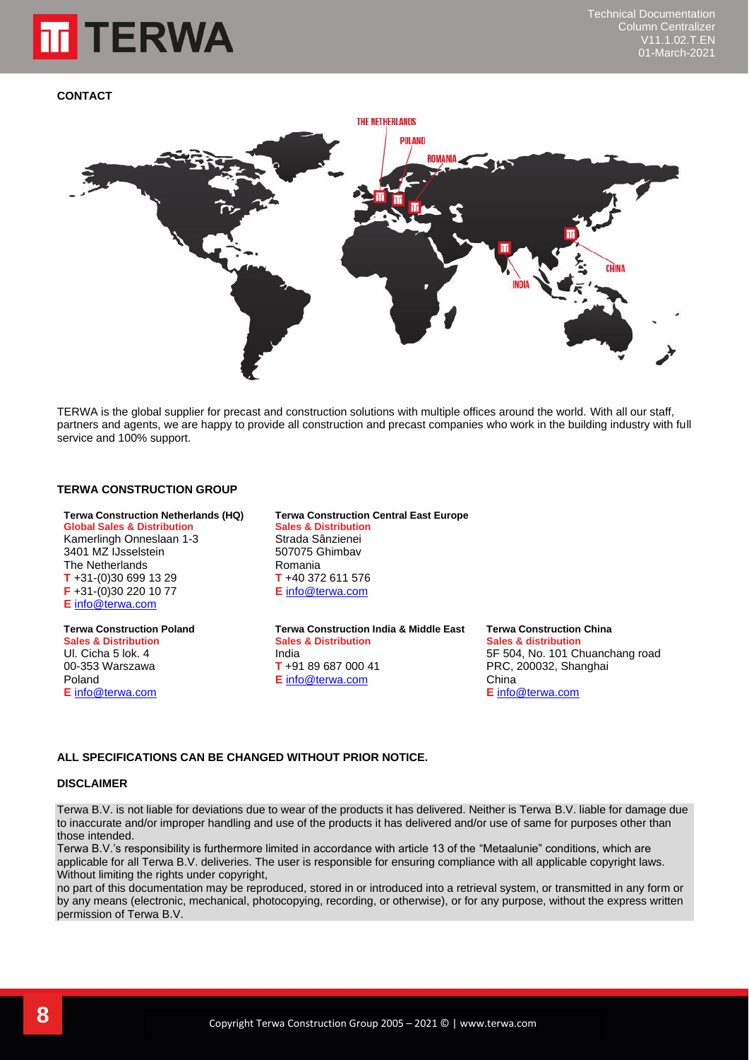## CONTACT

THE NETHERLANDS
POLAND
ROMANIA
CHINA
INDIA

TERWA is the global supplier for precast and construction solutions with multiple offices around the world. With all our staff, partners and agents, we are happy to provide all construction and precast companies who work in the building industry with full service and 100% support.

## TERWA CONSTRUCTION GROUP

**Terwa Construction Netherlands (HQ)**
**Global Sales & Distribution**
Kamerlingh Onneslaan 1-3
3401 MZ IJsselstein
The Netherlands
**T** +31-(0)30 699 13 29
**F** +31-(0)30 220 10 77
**E** info@terwa.com

**Terwa Construction Central East Europe**
**Sales & Distribution**
Strada Sânzienei
507075 Ghimbav
Romania
**T** +40 372 611 576
**E** info@terwa.com

**Terwa Construction Poland**
**Sales & Distribution**
Ul. Cicha 5 lok. 4
00-353 Warszawa
Poland
**E** info@terwa.com

**Terwa Construction India & Middle East**
**Sales & Distribution**
India
**T** +91 89 687 000 41
**E** info@terwa.com

**Terwa Construction China**
**Sales & distribution**
5F 504, No. 101 Chuanchang road
PRC, 200032, Shanghai
China
**E** info@terwa.com

**ALL SPECIFICATIONS CAN BE CHANGED WITHOUT PRIOR NOTICE.**

## DISCLAIMER

Terwa B.V. is not liable for deviations due to wear of the products it has delivered. Neither is Terwa B.V. liable for damage due to inaccurate and/or improper handling and use of the products it has delivered and/or use of same for purposes other than those intended.
Terwa B.V.'s responsibility is furthermore limited in accordance with article 13 of the "Metaalunie" conditions, which are applicable for all Terwa B.V. deliveries. The user is responsible for ensuring compliance with all applicable copyright laws. Without limiting the rights under copyright,
no part of this documentation may be reproduced, stored in or introduced into a retrieval system, or transmitted in any form or by any means (electronic, mechanical, photocopying, recording, or otherwise), or for any purpose, without the express written permission of Terwa B.V.